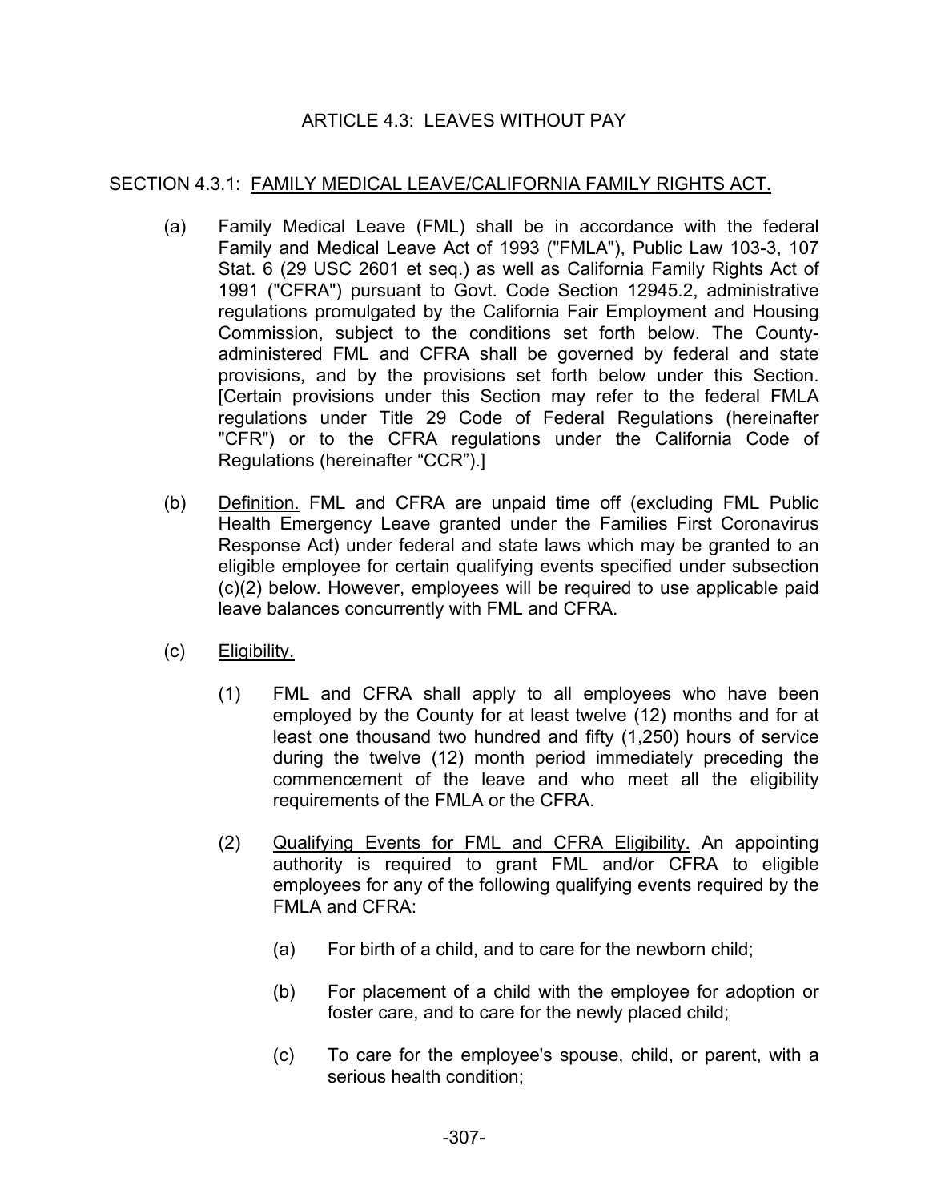# ARTICLE 4.3: LEAVES WITHOUT PAY

## SECTION 4.3.1: <u>FAMILY MEDICAL LEAVE/CALIFORNIA FAMILY RIGHTS ACT.</u>

(a) Family Medical Leave (FML) shall be in accordance with the federal Family and Medical Leave Act of 1993 ("FMLA"), Public Law 103-3, 107 Stat. 6 (29 USC 2601 et seq.) as well as California Family Rights Act of 1991 ("CFRA") pursuant to Govt. Code Section 12945.2, administrative regulations promulgated by the California Fair Employment and Housing Commission, subject to the conditions set forth below. The County-administered FML and CFRA shall be governed by federal and state provisions, and by the provisions set forth below under this Section. [Certain provisions under this Section may refer to the federal FMLA regulations under Title 29 Code of Federal Regulations (hereinafter "CFR") or to the CFRA regulations under the California Code of Regulations (hereinafter "CCR").]

(b) <u>Definition.</u> FML and CFRA are unpaid time off (excluding FML Public Health Emergency Leave granted under the Families First Coronavirus Response Act) under federal and state laws which may be granted to an eligible employee for certain qualifying events specified under subsection (c)(2) below. However, employees will be required to use applicable paid leave balances concurrently with FML and CFRA.

(c) <u>Eligibility.</u>

(1) FML and CFRA shall apply to all employees who have been employed by the County for at least twelve (12) months and for at least one thousand two hundred and fifty (1,250) hours of service during the twelve (12) month period immediately preceding the commencement of the leave and who meet all the eligibility requirements of the FMLA or the CFRA.

(2) <u>Qualifying Events for FML and CFRA Eligibility.</u> An appointing authority is required to grant FML and/or CFRA to eligible employees for any of the following qualifying events required by the FMLA and CFRA:

(a) For birth of a child, and to care for the newborn child;

(b) For placement of a child with the employee for adoption or foster care, and to care for the newly placed child;

(c) To care for the employee's spouse, child, or parent, with a serious health condition;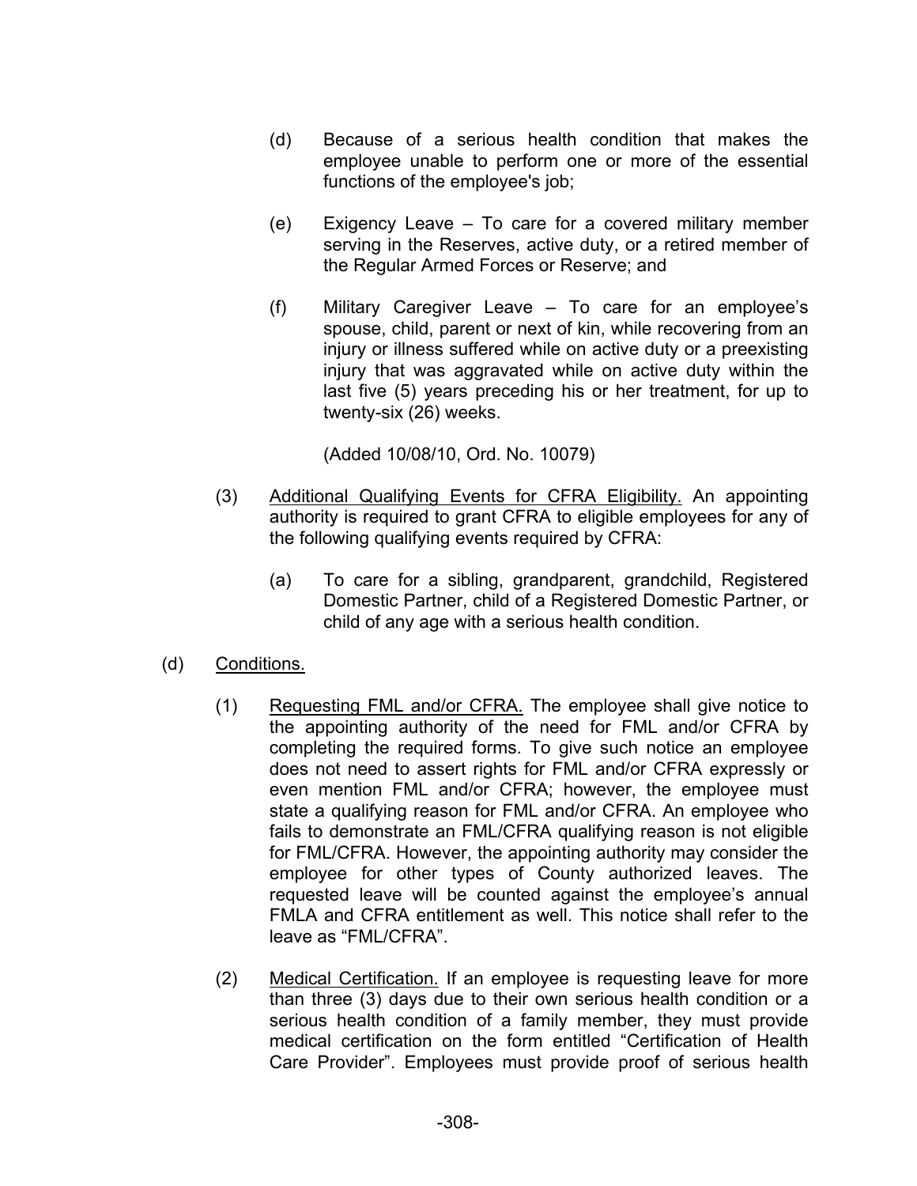(d) Because of a serious health condition that makes the employee unable to perform one or more of the essential functions of the employee's job;

(e) Exigency Leave – To care for a covered military member serving in the Reserves, active duty, or a retired member of the Regular Armed Forces or Reserve; and

(f) Military Caregiver Leave – To care for an employee's spouse, child, parent or next of kin, while recovering from an injury or illness suffered while on active duty or a preexisting injury that was aggravated while on active duty within the last five (5) years preceding his or her treatment, for up to twenty-six (26) weeks.

(Added 10/08/10, Ord. No. 10079)

(3) Additional Qualifying Events for CFRA Eligibility. An appointing authority is required to grant CFRA to eligible employees for any of the following qualifying events required by CFRA:

(a) To care for a sibling, grandparent, grandchild, Registered Domestic Partner, child of a Registered Domestic Partner, or child of any age with a serious health condition.

(d) Conditions.

(1) Requesting FML and/or CFRA. The employee shall give notice to the appointing authority of the need for FML and/or CFRA by completing the required forms. To give such notice an employee does not need to assert rights for FML and/or CFRA expressly or even mention FML and/or CFRA; however, the employee must state a qualifying reason for FML and/or CFRA. An employee who fails to demonstrate an FML/CFRA qualifying reason is not eligible for FML/CFRA. However, the appointing authority may consider the employee for other types of County authorized leaves. The requested leave will be counted against the employee's annual FMLA and CFRA entitlement as well. This notice shall refer to the leave as "FML/CFRA".

(2) Medical Certification. If an employee is requesting leave for more than three (3) days due to their own serious health condition or a serious health condition of a family member, they must provide medical certification on the form entitled "Certification of Health Care Provider". Employees must provide proof of serious health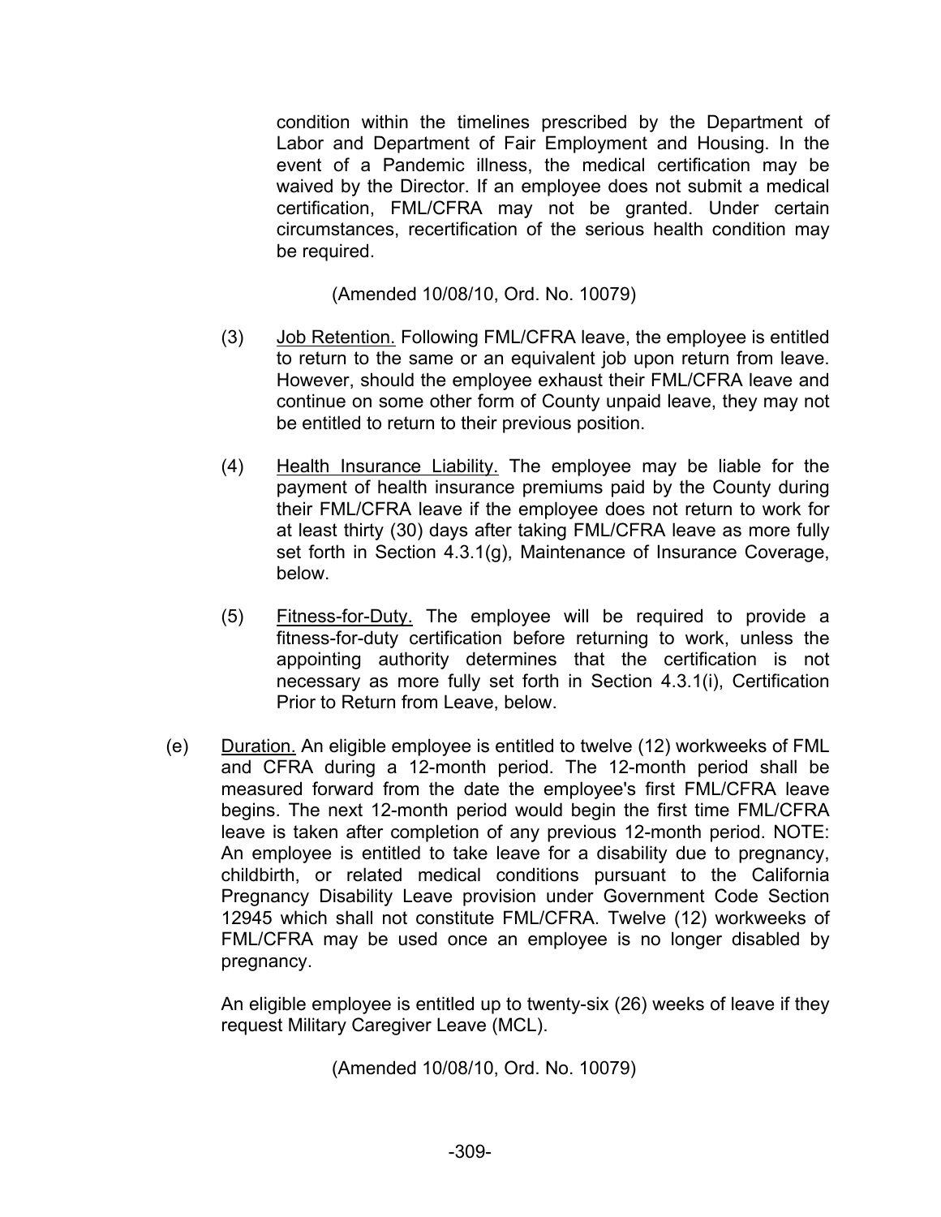condition within the timelines prescribed by the Department of Labor and Department of Fair Employment and Housing. In the event of a Pandemic illness, the medical certification may be waived by the Director. If an employee does not submit a medical certification, FML/CFRA may not be granted. Under certain circumstances, recertification of the serious health condition may be required.

(Amended 10/08/10, Ord. No. 10079)

(3) Job Retention. Following FML/CFRA leave, the employee is entitled to return to the same or an equivalent job upon return from leave. However, should the employee exhaust their FML/CFRA leave and continue on some other form of County unpaid leave, they may not be entitled to return to their previous position.

(4) Health Insurance Liability. The employee may be liable for the payment of health insurance premiums paid by the County during their FML/CFRA leave if the employee does not return to work for at least thirty (30) days after taking FML/CFRA leave as more fully set forth in Section 4.3.1(g), Maintenance of Insurance Coverage, below.

(5) Fitness-for-Duty. The employee will be required to provide a fitness-for-duty certification before returning to work, unless the appointing authority determines that the certification is not necessary as more fully set forth in Section 4.3.1(i), Certification Prior to Return from Leave, below.

(e) Duration. An eligible employee is entitled to twelve (12) workweeks of FML and CFRA during a 12-month period. The 12-month period shall be measured forward from the date the employee's first FML/CFRA leave begins. The next 12-month period would begin the first time FML/CFRA leave is taken after completion of any previous 12-month period. NOTE: An employee is entitled to take leave for a disability due to pregnancy, childbirth, or related medical conditions pursuant to the California Pregnancy Disability Leave provision under Government Code Section 12945 which shall not constitute FML/CFRA. Twelve (12) workweeks of FML/CFRA may be used once an employee is no longer disabled by pregnancy.

An eligible employee is entitled up to twenty-six (26) weeks of leave if they request Military Caregiver Leave (MCL).

(Amended 10/08/10, Ord. No. 10079)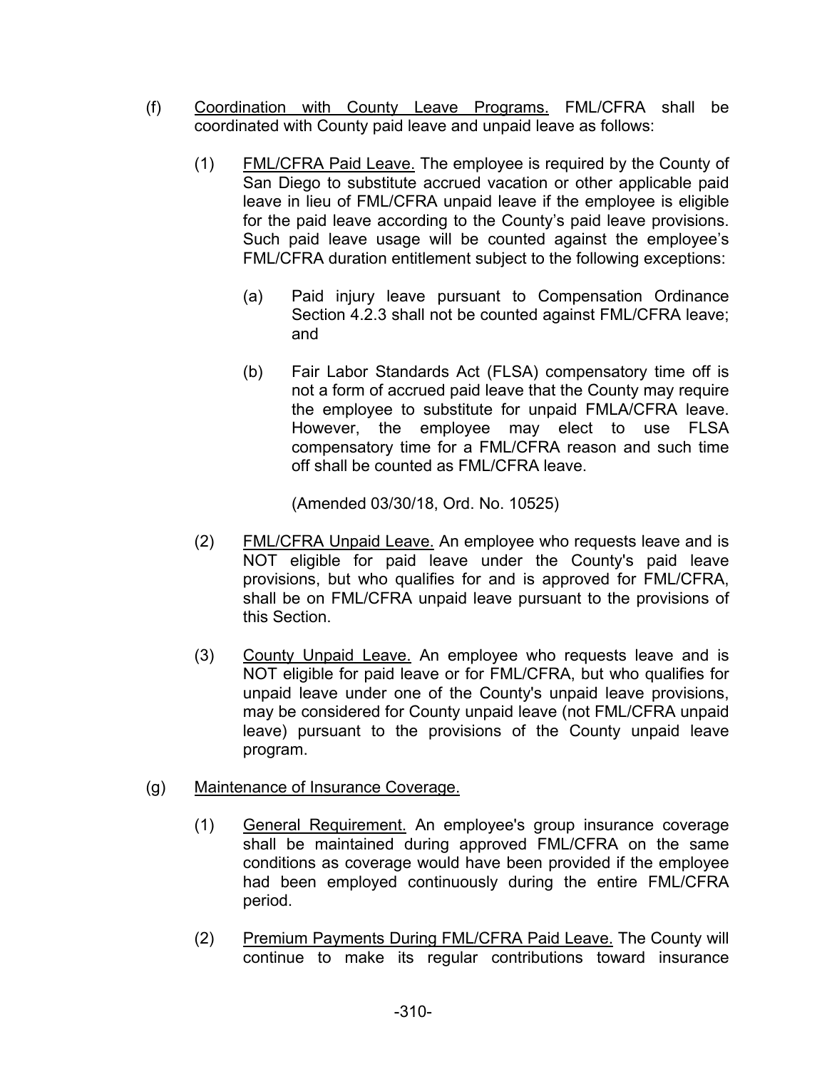(f) <u>Coordination with County Leave Programs.</u> FML/CFRA shall be coordinated with County paid leave and unpaid leave as follows:

(1) <u>FML/CFRA Paid Leave.</u> The employee is required by the County of San Diego to substitute accrued vacation or other applicable paid leave in lieu of FML/CFRA unpaid leave if the employee is eligible for the paid leave according to the County's paid leave provisions. Such paid leave usage will be counted against the employee's FML/CFRA duration entitlement subject to the following exceptions:

(a) Paid injury leave pursuant to Compensation Ordinance Section 4.2.3 shall not be counted against FML/CFRA leave; and

(b) Fair Labor Standards Act (FLSA) compensatory time off is not a form of accrued paid leave that the County may require the employee to substitute for unpaid FMLA/CFRA leave. However, the employee may elect to use FLSA compensatory time for a FML/CFRA reason and such time off shall be counted as FML/CFRA leave.

(Amended 03/30/18, Ord. No. 10525)

(2) <u>FML/CFRA Unpaid Leave.</u> An employee who requests leave and is NOT eligible for paid leave under the County's paid leave provisions, but who qualifies for and is approved for FML/CFRA, shall be on FML/CFRA unpaid leave pursuant to the provisions of this Section.

(3) <u>County Unpaid Leave.</u> An employee who requests leave and is NOT eligible for paid leave or for FML/CFRA, but who qualifies for unpaid leave under one of the County's unpaid leave provisions, may be considered for County unpaid leave (not FML/CFRA unpaid leave) pursuant to the provisions of the County unpaid leave program.

(g) <u>Maintenance of Insurance Coverage.</u>

(1) <u>General Requirement.</u> An employee's group insurance coverage shall be maintained during approved FML/CFRA on the same conditions as coverage would have been provided if the employee had been employed continuously during the entire FML/CFRA period.

(2) <u>Premium Payments During FML/CFRA Paid Leave.</u> The County will continue to make its regular contributions toward insurance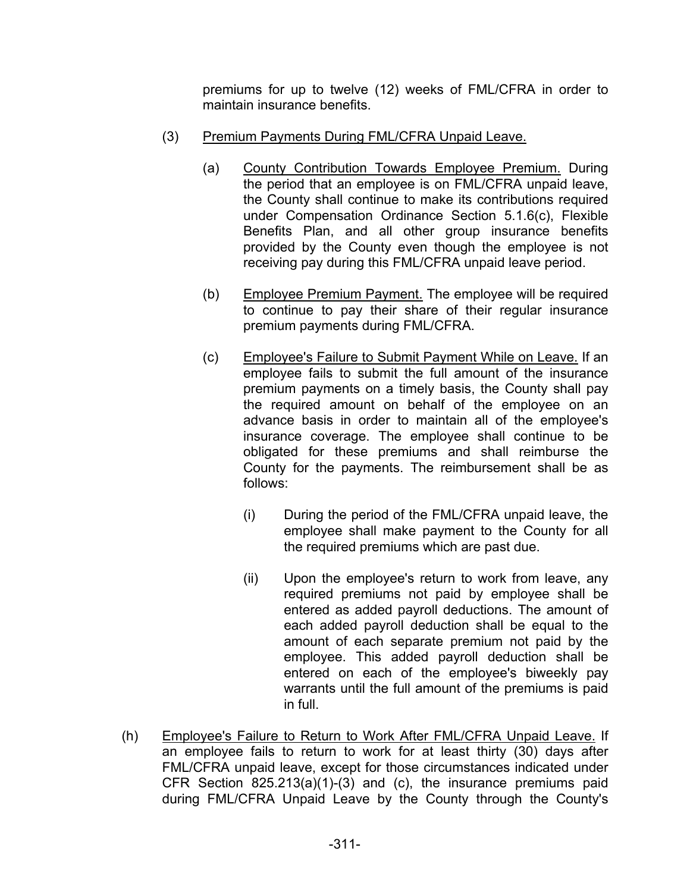premiums for up to twelve (12) weeks of FML/CFRA in order to maintain insurance benefits.

(3) Premium Payments During FML/CFRA Unpaid Leave.

(a) County Contribution Towards Employee Premium. During the period that an employee is on FML/CFRA unpaid leave, the County shall continue to make its contributions required under Compensation Ordinance Section 5.1.6(c), Flexible Benefits Plan, and all other group insurance benefits provided by the County even though the employee is not receiving pay during this FML/CFRA unpaid leave period.

(b) Employee Premium Payment. The employee will be required to continue to pay their share of their regular insurance premium payments during FML/CFRA.

(c) Employee's Failure to Submit Payment While on Leave. If an employee fails to submit the full amount of the insurance premium payments on a timely basis, the County shall pay the required amount on behalf of the employee on an advance basis in order to maintain all of the employee's insurance coverage. The employee shall continue to be obligated for these premiums and shall reimburse the County for the payments. The reimbursement shall be as follows:

(i) During the period of the FML/CFRA unpaid leave, the employee shall make payment to the County for all the required premiums which are past due.

(ii) Upon the employee's return to work from leave, any required premiums not paid by employee shall be entered as added payroll deductions. The amount of each added payroll deduction shall be equal to the amount of each separate premium not paid by the employee. This added payroll deduction shall be entered on each of the employee's biweekly pay warrants until the full amount of the premiums is paid in full.

(h) Employee's Failure to Return to Work After FML/CFRA Unpaid Leave. If an employee fails to return to work for at least thirty (30) days after FML/CFRA unpaid leave, except for those circumstances indicated under CFR Section 825.213(a)(1)-(3) and (c), the insurance premiums paid during FML/CFRA Unpaid Leave by the County through the County's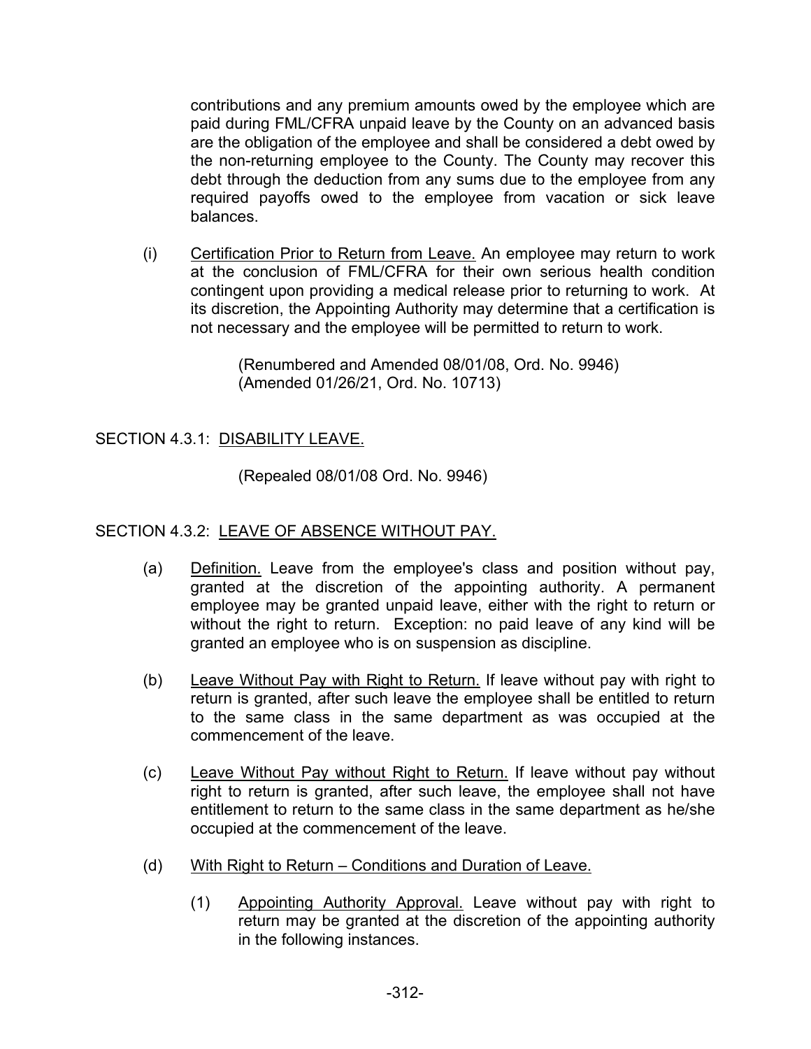contributions and any premium amounts owed by the employee which are paid during FML/CFRA unpaid leave by the County on an advanced basis are the obligation of the employee and shall be considered a debt owed by the non-returning employee to the County. The County may recover this debt through the deduction from any sums due to the employee from any required payoffs owed to the employee from vacation or sick leave balances.

(i) Certification Prior to Return from Leave. An employee may return to work at the conclusion of FML/CFRA for their own serious health condition contingent upon providing a medical release prior to returning to work. At its discretion, the Appointing Authority may determine that a certification is not necessary and the employee will be permitted to return to work.

(Renumbered and Amended 08/01/08, Ord. No. 9946)
(Amended 01/26/21, Ord. No. 10713)

## SECTION 4.3.1: DISABILITY LEAVE.

(Repealed 08/01/08 Ord. No. 9946)

## SECTION 4.3.2: LEAVE OF ABSENCE WITHOUT PAY.

(a) Definition. Leave from the employee's class and position without pay, granted at the discretion of the appointing authority. A permanent employee may be granted unpaid leave, either with the right to return or without the right to return. Exception: no paid leave of any kind will be granted an employee who is on suspension as discipline.

(b) Leave Without Pay with Right to Return. If leave without pay with right to return is granted, after such leave the employee shall be entitled to return to the same class in the same department as was occupied at the commencement of the leave.

(c) Leave Without Pay without Right to Return. If leave without pay without right to return is granted, after such leave, the employee shall not have entitlement to return to the same class in the same department as he/she occupied at the commencement of the leave.

(d) With Right to Return – Conditions and Duration of Leave.

(1) Appointing Authority Approval. Leave without pay with right to return may be granted at the discretion of the appointing authority in the following instances.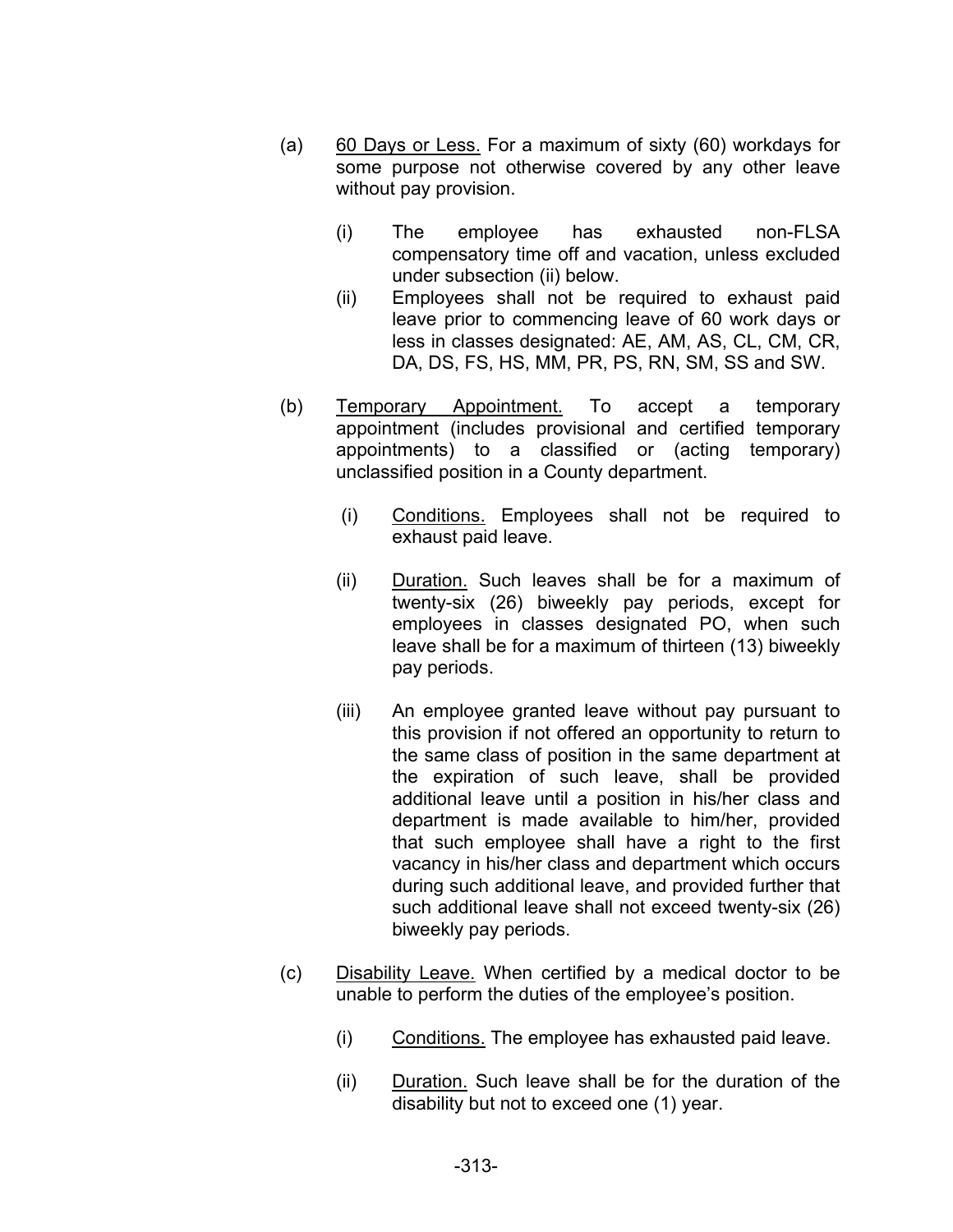(a) 60 Days or Less. For a maximum of sixty (60) workdays for some purpose not otherwise covered by any other leave without pay provision.

 (i) The employee has exhausted non-FLSA compensatory time off and vacation, unless excluded under subsection (ii) below.

 (ii) Employees shall not be required to exhaust paid leave prior to commencing leave of 60 work days or less in classes designated: AE, AM, AS, CL, CM, CR, DA, DS, FS, HS, MM, PR, PS, RN, SM, SS and SW.

(b) Temporary Appointment. To accept a temporary appointment (includes provisional and certified temporary appointments) to a classified or (acting temporary) unclassified position in a County department.

 (i) Conditions. Employees shall not be required to exhaust paid leave.

 (ii) Duration. Such leaves shall be for a maximum of twenty-six (26) biweekly pay periods, except for employees in classes designated PO, when such leave shall be for a maximum of thirteen (13) biweekly pay periods.

 (iii) An employee granted leave without pay pursuant to this provision if not offered an opportunity to return to the same class of position in the same department at the expiration of such leave, shall be provided additional leave until a position in his/her class and department is made available to him/her, provided that such employee shall have a right to the first vacancy in his/her class and department which occurs during such additional leave, and provided further that such additional leave shall not exceed twenty-six (26) biweekly pay periods.

(c) Disability Leave. When certified by a medical doctor to be unable to perform the duties of the employee's position.

 (i) Conditions. The employee has exhausted paid leave.

 (ii) Duration. Such leave shall be for the duration of the disability but not to exceed one (1) year.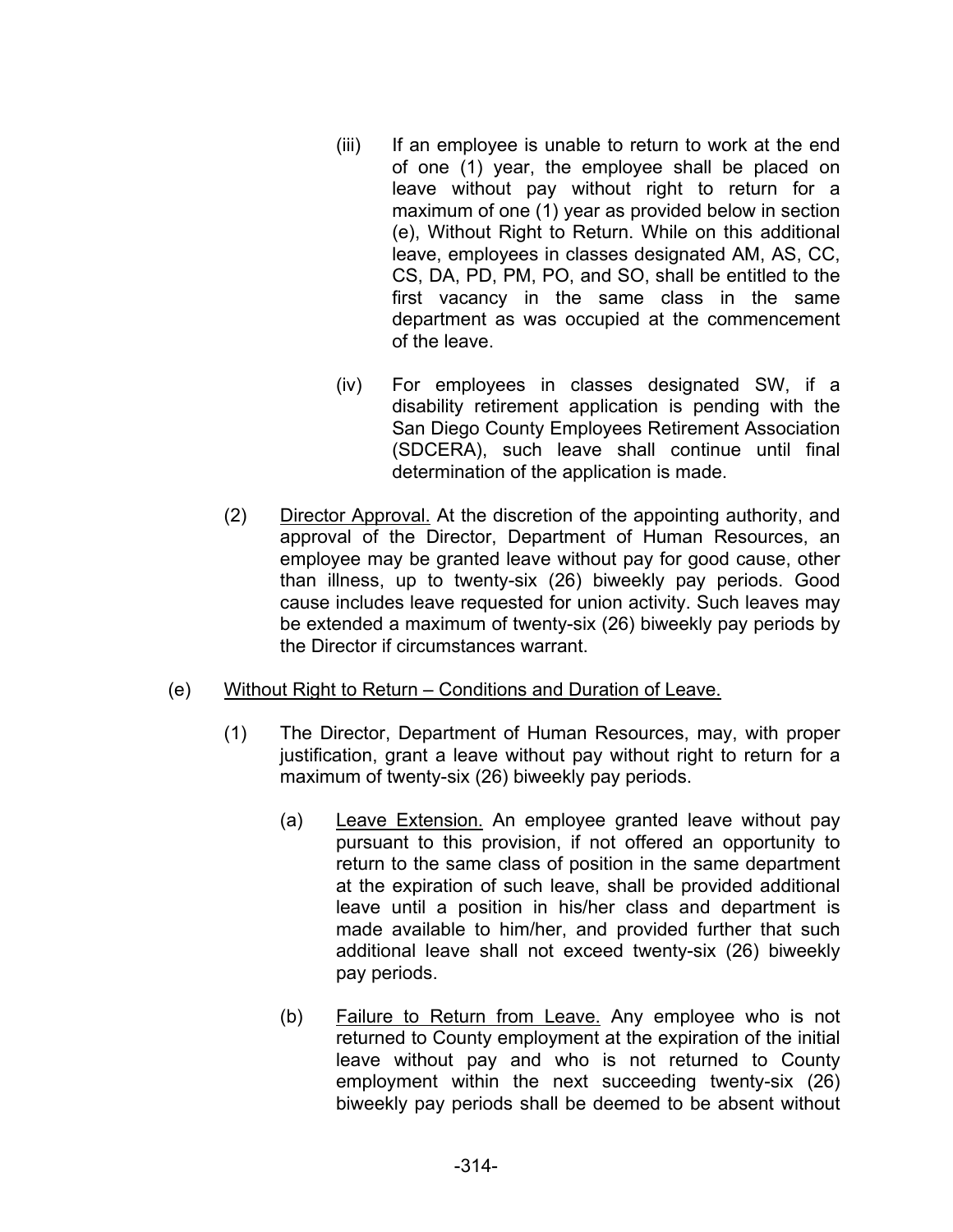(iii) If an employee is unable to return to work at the end of one (1) year, the employee shall be placed on leave without pay without right to return for a maximum of one (1) year as provided below in section (e), Without Right to Return. While on this additional leave, employees in classes designated AM, AS, CC, CS, DA, PD, PM, PO, and SO, shall be entitled to the first vacancy in the same class in the same department as was occupied at the commencement of the leave.

(iv) For employees in classes designated SW, if a disability retirement application is pending with the San Diego County Employees Retirement Association (SDCERA), such leave shall continue until final determination of the application is made.

(2) Director Approval. At the discretion of the appointing authority, and approval of the Director, Department of Human Resources, an employee may be granted leave without pay for good cause, other than illness, up to twenty-six (26) biweekly pay periods. Good cause includes leave requested for union activity. Such leaves may be extended a maximum of twenty-six (26) biweekly pay periods by the Director if circumstances warrant.

(e) Without Right to Return – Conditions and Duration of Leave.

(1) The Director, Department of Human Resources, may, with proper justification, grant a leave without pay without right to return for a maximum of twenty-six (26) biweekly pay periods.

(a) Leave Extension. An employee granted leave without pay pursuant to this provision, if not offered an opportunity to return to the same class of position in the same department at the expiration of such leave, shall be provided additional leave until a position in his/her class and department is made available to him/her, and provided further that such additional leave shall not exceed twenty-six (26) biweekly pay periods.

(b) Failure to Return from Leave. Any employee who is not returned to County employment at the expiration of the initial leave without pay and who is not returned to County employment within the next succeeding twenty-six (26) biweekly pay periods shall be deemed to be absent without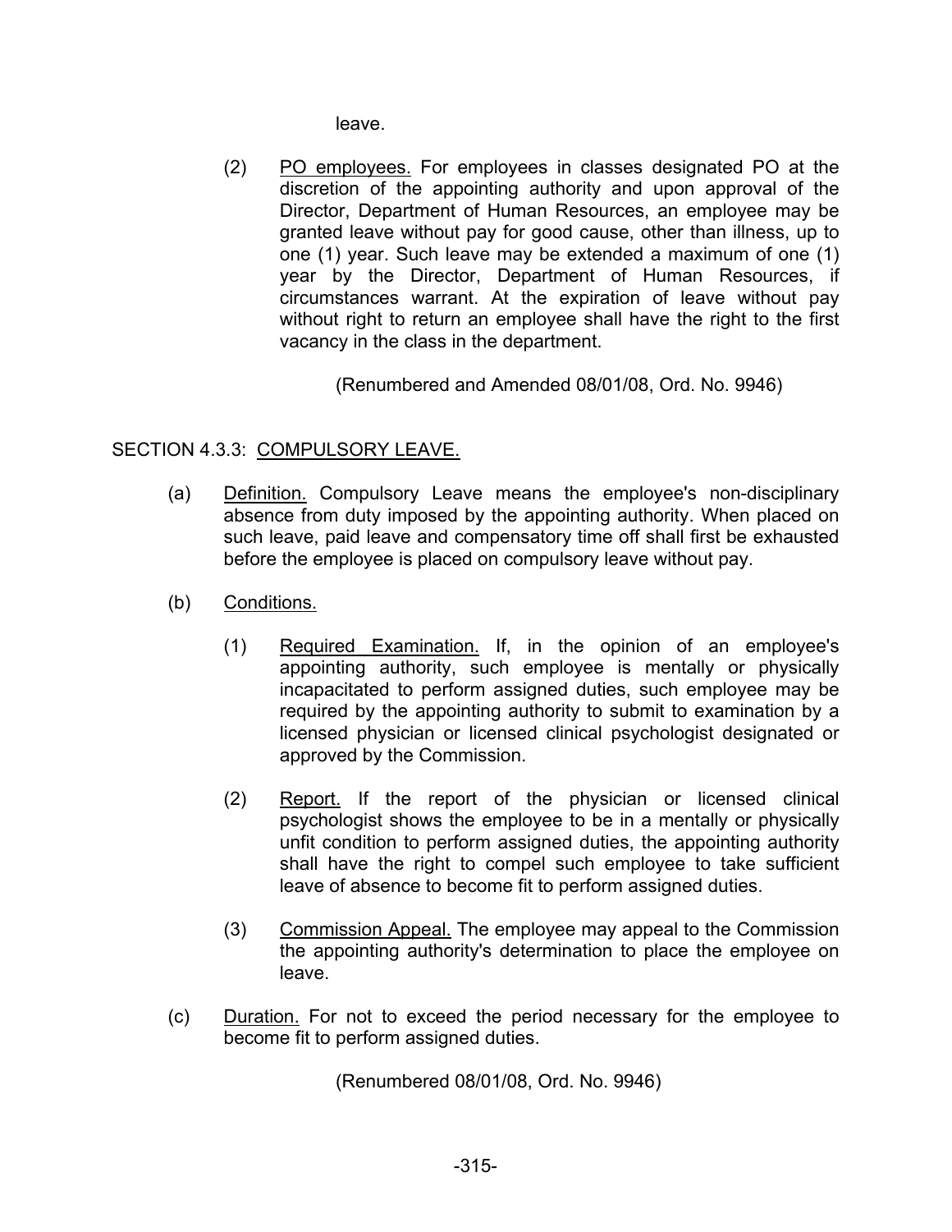leave.

(2) PO employees. For employees in classes designated PO at the discretion of the appointing authority and upon approval of the Director, Department of Human Resources, an employee may be granted leave without pay for good cause, other than illness, up to one (1) year. Such leave may be extended a maximum of one (1) year by the Director, Department of Human Resources, if circumstances warrant. At the expiration of leave without pay without right to return an employee shall have the right to the first vacancy in the class in the department.

(Renumbered and Amended 08/01/08, Ord. No. 9946)

## SECTION 4.3.3: COMPULSORY LEAVE.

(a) Definition. Compulsory Leave means the employee's non-disciplinary absence from duty imposed by the appointing authority. When placed on such leave, paid leave and compensatory time off shall first be exhausted before the employee is placed on compulsory leave without pay.

(b) Conditions.

(1) Required Examination. If, in the opinion of an employee's appointing authority, such employee is mentally or physically incapacitated to perform assigned duties, such employee may be required by the appointing authority to submit to examination by a licensed physician or licensed clinical psychologist designated or approved by the Commission.

(2) Report. If the report of the physician or licensed clinical psychologist shows the employee to be in a mentally or physically unfit condition to perform assigned duties, the appointing authority shall have the right to compel such employee to take sufficient leave of absence to become fit to perform assigned duties.

(3) Commission Appeal. The employee may appeal to the Commission the appointing authority's determination to place the employee on leave.

(c) Duration. For not to exceed the period necessary for the employee to become fit to perform assigned duties.

(Renumbered 08/01/08, Ord. No. 9946)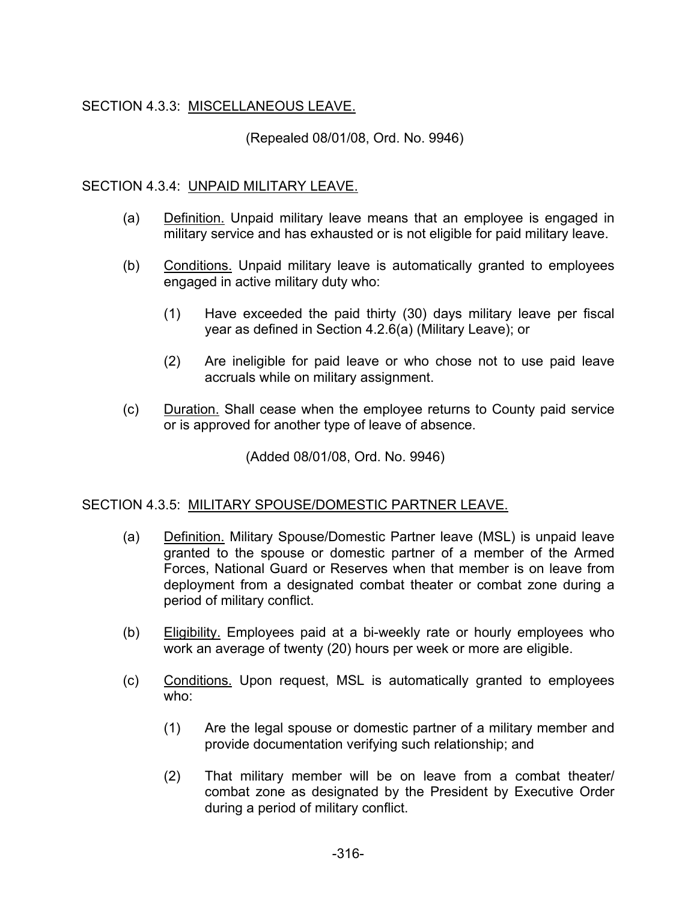## SECTION 4.3.3: MISCELLANEOUS LEAVE.

(Repealed 08/01/08, Ord. No. 9946)

## SECTION 4.3.4: UNPAID MILITARY LEAVE.

(a) Definition. Unpaid military leave means that an employee is engaged in military service and has exhausted or is not eligible for paid military leave.

(b) Conditions. Unpaid military leave is automatically granted to employees engaged in active military duty who:

  (1) Have exceeded the paid thirty (30) days military leave per fiscal year as defined in Section 4.2.6(a) (Military Leave); or

  (2) Are ineligible for paid leave or who chose not to use paid leave accruals while on military assignment.

(c) Duration. Shall cease when the employee returns to County paid service or is approved for another type of leave of absence.

(Added 08/01/08, Ord. No. 9946)

## SECTION 4.3.5: MILITARY SPOUSE/DOMESTIC PARTNER LEAVE.

(a) Definition. Military Spouse/Domestic Partner leave (MSL) is unpaid leave granted to the spouse or domestic partner of a member of the Armed Forces, National Guard or Reserves when that member is on leave from deployment from a designated combat theater or combat zone during a period of military conflict.

(b) Eligibility. Employees paid at a bi-weekly rate or hourly employees who work an average of twenty (20) hours per week or more are eligible.

(c) Conditions. Upon request, MSL is automatically granted to employees who:

  (1) Are the legal spouse or domestic partner of a military member and provide documentation verifying such relationship; and

  (2) That military member will be on leave from a combat theater/ combat zone as designated by the President by Executive Order during a period of military conflict.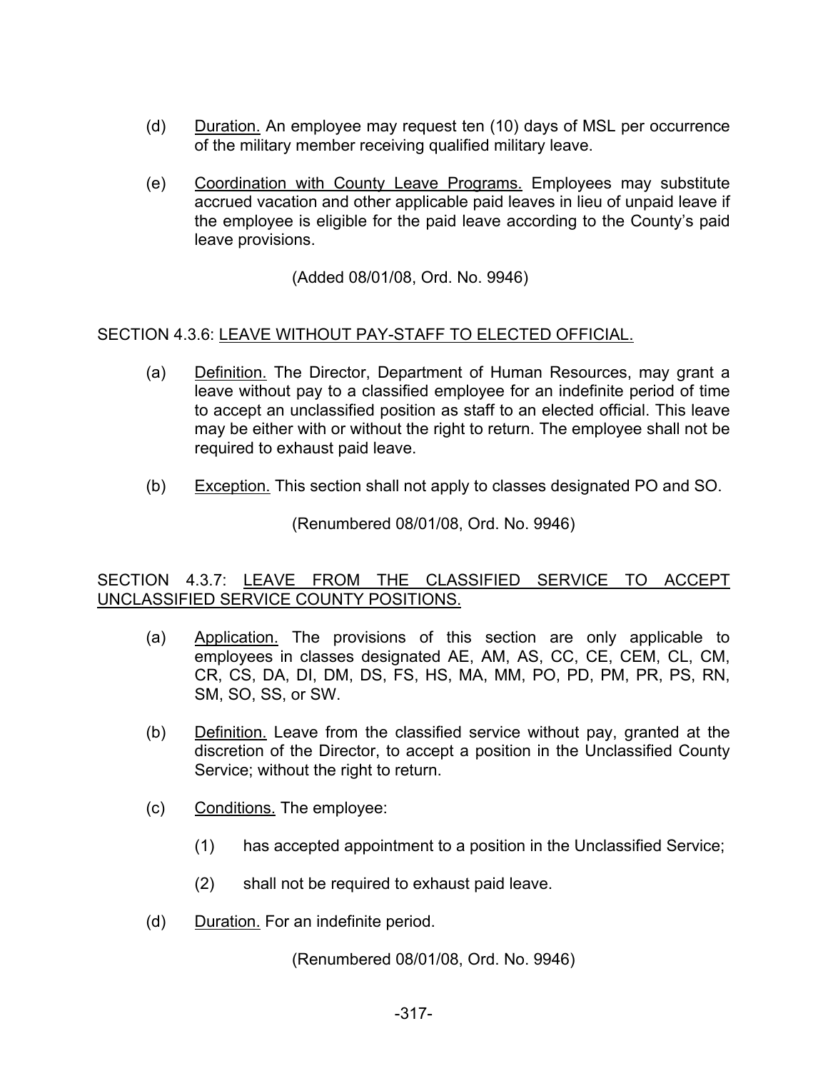(d) Duration. An employee may request ten (10) days of MSL per occurrence of the military member receiving qualified military leave.

(e) Coordination with County Leave Programs. Employees may substitute accrued vacation and other applicable paid leaves in lieu of unpaid leave if the employee is eligible for the paid leave according to the County's paid leave provisions.

(Added 08/01/08, Ord. No. 9946)

SECTION 4.3.6: LEAVE WITHOUT PAY-STAFF TO ELECTED OFFICIAL.

(a) Definition. The Director, Department of Human Resources, may grant a leave without pay to a classified employee for an indefinite period of time to accept an unclassified position as staff to an elected official. This leave may be either with or without the right to return. The employee shall not be required to exhaust paid leave.

(b) Exception. This section shall not apply to classes designated PO and SO.

(Renumbered 08/01/08, Ord. No. 9946)

SECTION 4.3.7: LEAVE FROM THE CLASSIFIED SERVICE TO ACCEPT UNCLASSIFIED SERVICE COUNTY POSITIONS.

(a) Application. The provisions of this section are only applicable to employees in classes designated AE, AM, AS, CC, CE, CEM, CL, CM, CR, CS, DA, DI, DM, DS, FS, HS, MA, MM, PO, PD, PM, PR, PS, RN, SM, SO, SS, or SW.

(b) Definition. Leave from the classified service without pay, granted at the discretion of the Director, to accept a position in the Unclassified County Service; without the right to return.

(c) Conditions. The employee:

(1) has accepted appointment to a position in the Unclassified Service;

(2) shall not be required to exhaust paid leave.

(d) Duration. For an indefinite period.

(Renumbered 08/01/08, Ord. No. 9946)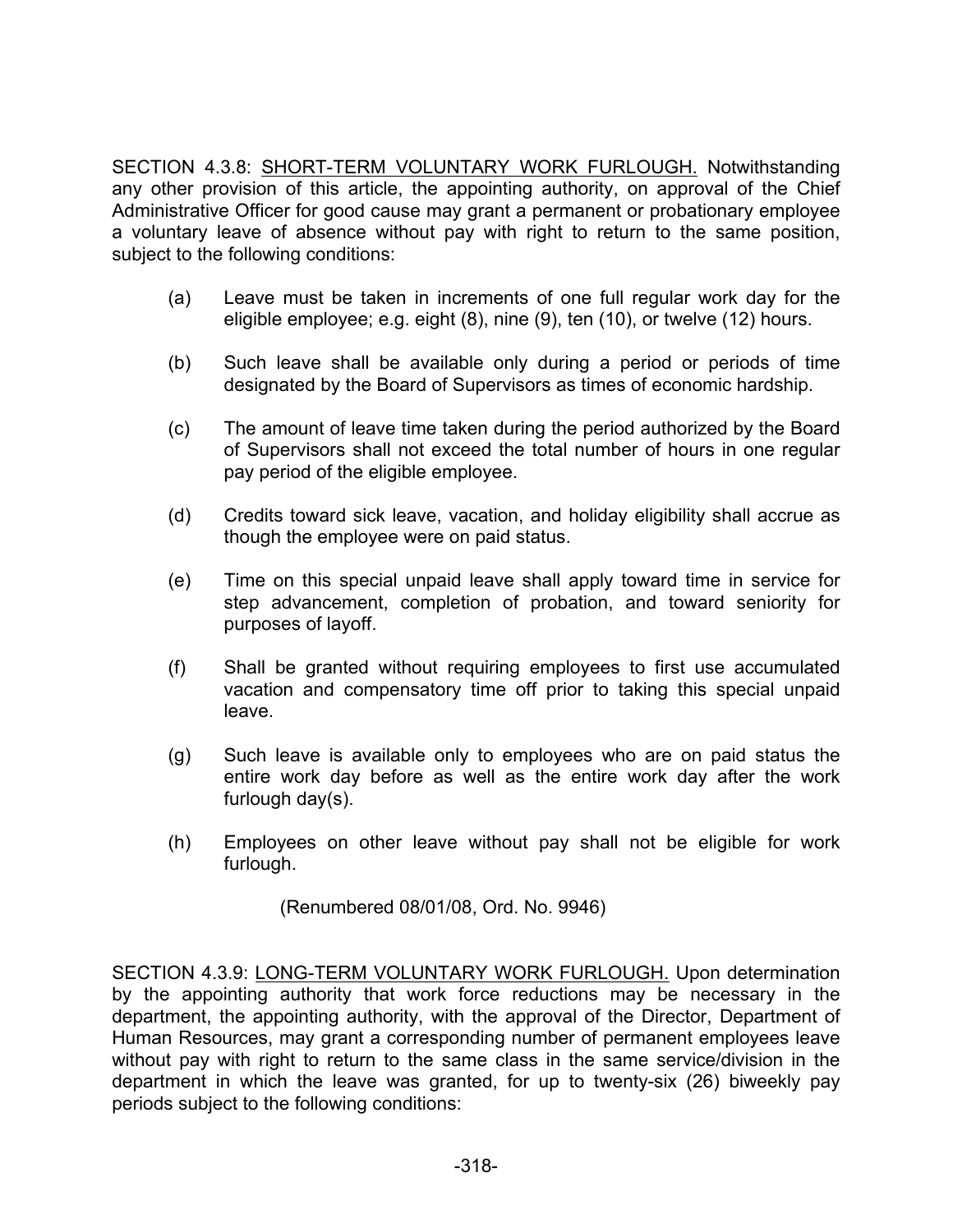SECTION 4.3.8: <u>SHORT-TERM VOLUNTARY WORK FURLOUGH.</u> Notwithstanding any other provision of this article, the appointing authority, on approval of the Chief Administrative Officer for good cause may grant a permanent or probationary employee a voluntary leave of absence without pay with right to return to the same position, subject to the following conditions:

(a) Leave must be taken in increments of one full regular work day for the eligible employee; e.g. eight (8), nine (9), ten (10), or twelve (12) hours.

(b) Such leave shall be available only during a period or periods of time designated by the Board of Supervisors as times of economic hardship.

(c) The amount of leave time taken during the period authorized by the Board of Supervisors shall not exceed the total number of hours in one regular pay period of the eligible employee.

(d) Credits toward sick leave, vacation, and holiday eligibility shall accrue as though the employee were on paid status.

(e) Time on this special unpaid leave shall apply toward time in service for step advancement, completion of probation, and toward seniority for purposes of layoff.

(f) Shall be granted without requiring employees to first use accumulated vacation and compensatory time off prior to taking this special unpaid leave.

(g) Such leave is available only to employees who are on paid status the entire work day before as well as the entire work day after the work furlough day(s).

(h) Employees on other leave without pay shall not be eligible for work furlough.

(Renumbered 08/01/08, Ord. No. 9946)

SECTION 4.3.9: <u>LONG-TERM VOLUNTARY WORK FURLOUGH.</u> Upon determination by the appointing authority that work force reductions may be necessary in the department, the appointing authority, with the approval of the Director, Department of Human Resources, may grant a corresponding number of permanent employees leave without pay with right to return to the same class in the same service/division in the department in which the leave was granted, for up to twenty-six (26) biweekly pay periods subject to the following conditions: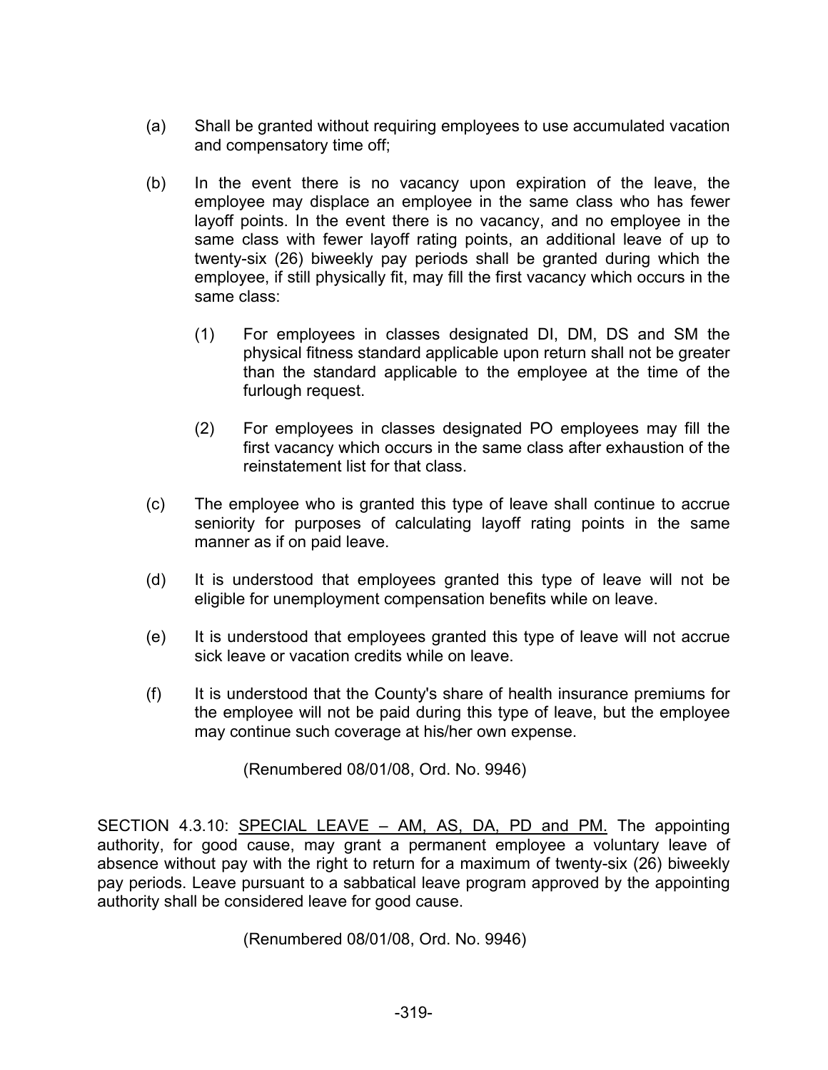(a) Shall be granted without requiring employees to use accumulated vacation and compensatory time off;

(b) In the event there is no vacancy upon expiration of the leave, the employee may displace an employee in the same class who has fewer layoff points. In the event there is no vacancy, and no employee in the same class with fewer layoff rating points, an additional leave of up to twenty-six (26) biweekly pay periods shall be granted during which the employee, if still physically fit, may fill the first vacancy which occurs in the same class:

    (1) For employees in classes designated DI, DM, DS and SM the physical fitness standard applicable upon return shall not be greater than the standard applicable to the employee at the time of the furlough request.

    (2) For employees in classes designated PO employees may fill the first vacancy which occurs in the same class after exhaustion of the reinstatement list for that class.

(c) The employee who is granted this type of leave shall continue to accrue seniority for purposes of calculating layoff rating points in the same manner as if on paid leave.

(d) It is understood that employees granted this type of leave will not be eligible for unemployment compensation benefits while on leave.

(e) It is understood that employees granted this type of leave will not accrue sick leave or vacation credits while on leave.

(f) It is understood that the County's share of health insurance premiums for the employee will not be paid during this type of leave, but the employee may continue such coverage at his/her own expense.

(Renumbered 08/01/08, Ord. No. 9946)

SECTION 4.3.10: SPECIAL LEAVE – AM, AS, DA, PD and PM. The appointing authority, for good cause, may grant a permanent employee a voluntary leave of absence without pay with the right to return for a maximum of twenty-six (26) biweekly pay periods. Leave pursuant to a sabbatical leave program approved by the appointing authority shall be considered leave for good cause.

(Renumbered 08/01/08, Ord. No. 9946)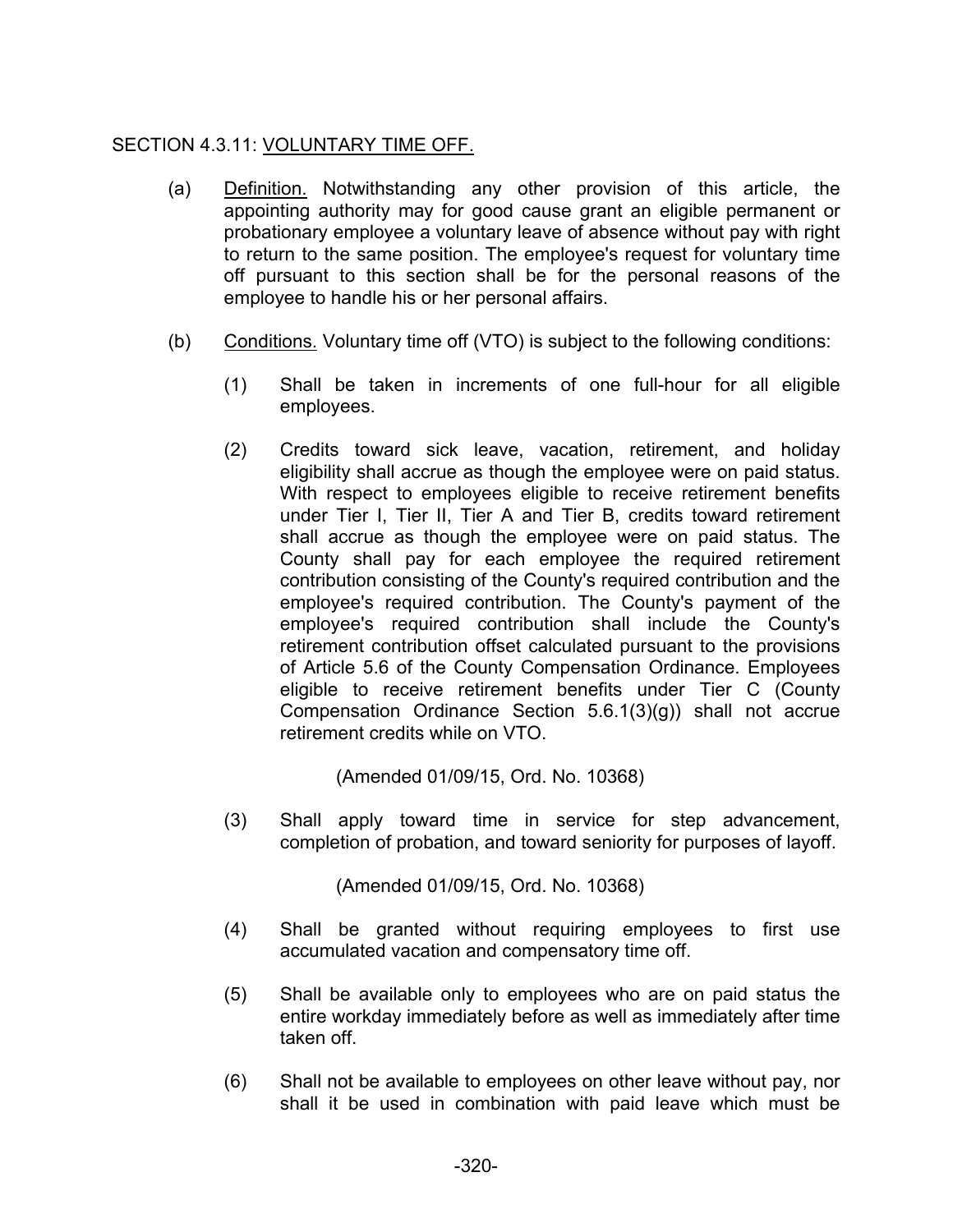SECTION 4.3.11: VOLUNTARY TIME OFF.

(a) Definition. Notwithstanding any other provision of this article, the appointing authority may for good cause grant an eligible permanent or probationary employee a voluntary leave of absence without pay with right to return to the same position. The employee's request for voluntary time off pursuant to this section shall be for the personal reasons of the employee to handle his or her personal affairs.

(b) Conditions. Voluntary time off (VTO) is subject to the following conditions:

(1) Shall be taken in increments of one full-hour for all eligible employees.

(2) Credits toward sick leave, vacation, retirement, and holiday eligibility shall accrue as though the employee were on paid status. With respect to employees eligible to receive retirement benefits under Tier I, Tier II, Tier A and Tier B, credits toward retirement shall accrue as though the employee were on paid status. The County shall pay for each employee the required retirement contribution consisting of the County's required contribution and the employee's required contribution. The County's payment of the employee's required contribution shall include the County's retirement contribution offset calculated pursuant to the provisions of Article 5.6 of the County Compensation Ordinance. Employees eligible to receive retirement benefits under Tier C (County Compensation Ordinance Section 5.6.1(3)(g)) shall not accrue retirement credits while on VTO.

(Amended 01/09/15, Ord. No. 10368)

(3) Shall apply toward time in service for step advancement, completion of probation, and toward seniority for purposes of layoff.

(Amended 01/09/15, Ord. No. 10368)

(4) Shall be granted without requiring employees to first use accumulated vacation and compensatory time off.

(5) Shall be available only to employees who are on paid status the entire workday immediately before as well as immediately after time taken off.

(6) Shall not be available to employees on other leave without pay, nor shall it be used in combination with paid leave which must be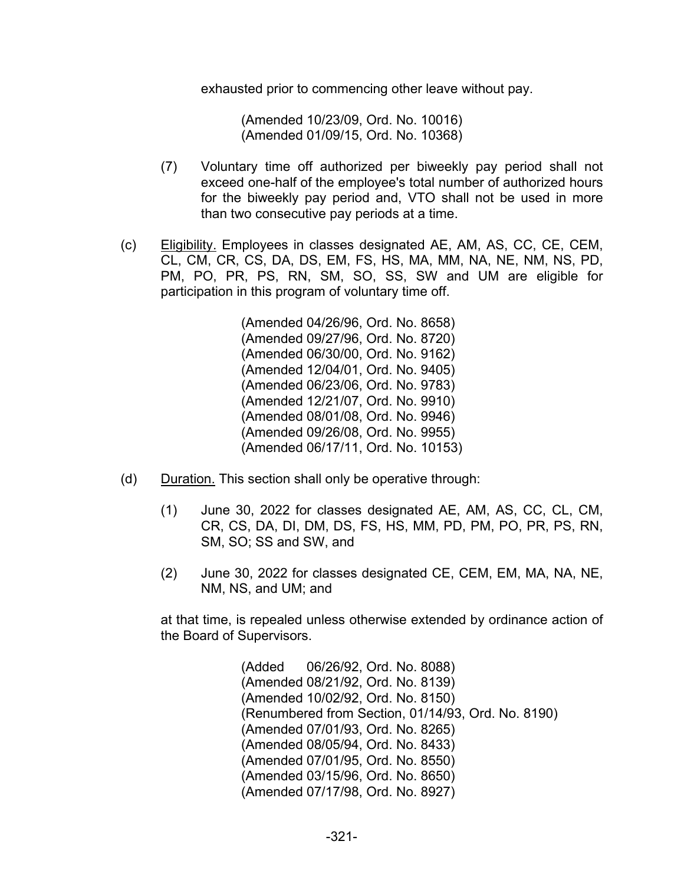exhausted prior to commencing other leave without pay.

(Amended 10/23/09, Ord. No. 10016)
(Amended 01/09/15, Ord. No. 10368)

(7) Voluntary time off authorized per biweekly pay period shall not exceed one-half of the employee's total number of authorized hours for the biweekly pay period and, VTO shall not be used in more than two consecutive pay periods at a time.

(c) Eligibility. Employees in classes designated AE, AM, AS, CC, CE, CEM, CL, CM, CR, CS, DA, DS, EM, FS, HS, MA, MM, NA, NE, NM, NS, PD, PM, PO, PR, PS, RN, SM, SO, SS, SW and UM are eligible for participation in this program of voluntary time off.

(Amended 04/26/96, Ord. No. 8658)
(Amended 09/27/96, Ord. No. 8720)
(Amended 06/30/00, Ord. No. 9162)
(Amended 12/04/01, Ord. No. 9405)
(Amended 06/23/06, Ord. No. 9783)
(Amended 12/21/07, Ord. No. 9910)
(Amended 08/01/08, Ord. No. 9946)
(Amended 09/26/08, Ord. No. 9955)
(Amended 06/17/11, Ord. No. 10153)

(d) Duration. This section shall only be operative through:

(1) June 30, 2022 for classes designated AE, AM, AS, CC, CL, CM, CR, CS, DA, DI, DM, DS, FS, HS, MM, PD, PM, PO, PR, PS, RN, SM, SO; SS and SW, and

(2) June 30, 2022 for classes designated CE, CEM, EM, MA, NA, NE, NM, NS, and UM; and

at that time, is repealed unless otherwise extended by ordinance action of the Board of Supervisors.

(Added 06/26/92, Ord. No. 8088)
(Amended 08/21/92, Ord. No. 8139)
(Amended 10/02/92, Ord. No. 8150)
(Renumbered from Section, 01/14/93, Ord. No. 8190)
(Amended 07/01/93, Ord. No. 8265)
(Amended 08/05/94, Ord. No. 8433)
(Amended 07/01/95, Ord. No. 8550)
(Amended 03/15/96, Ord. No. 8650)
(Amended 07/17/98, Ord. No. 8927)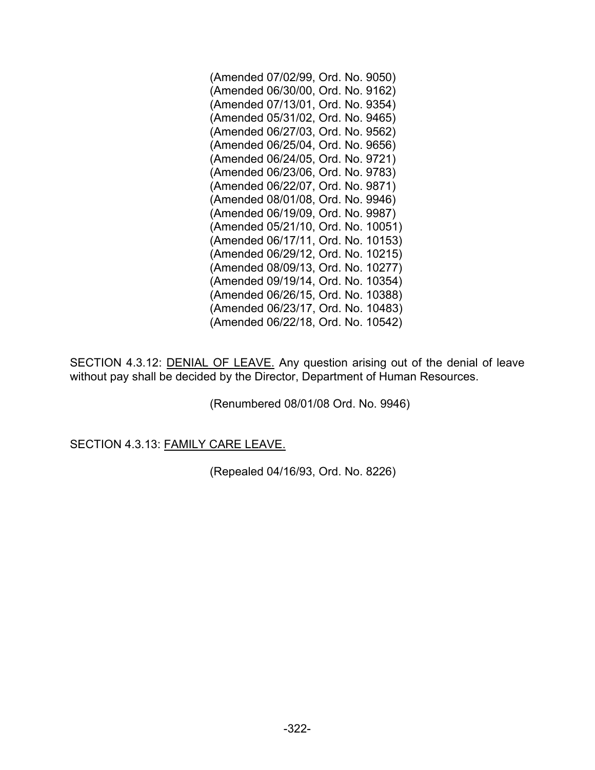(Amended 07/02/99, Ord. No. 9050)
(Amended 06/30/00, Ord. No. 9162)
(Amended 07/13/01, Ord. No. 9354)
(Amended 05/31/02, Ord. No. 9465)
(Amended 06/27/03, Ord. No. 9562)
(Amended 06/25/04, Ord. No. 9656)
(Amended 06/24/05, Ord. No. 9721)
(Amended 06/23/06, Ord. No. 9783)
(Amended 06/22/07, Ord. No. 9871)
(Amended 08/01/08, Ord. No. 9946)
(Amended 06/19/09, Ord. No. 9987)
(Amended 05/21/10, Ord. No. 10051)
(Amended 06/17/11, Ord. No. 10153)
(Amended 06/29/12, Ord. No. 10215)
(Amended 08/09/13, Ord. No. 10277)
(Amended 09/19/14, Ord. No. 10354)
(Amended 06/26/15, Ord. No. 10388)
(Amended 06/23/17, Ord. No. 10483)
(Amended 06/22/18, Ord. No. 10542)

SECTION 4.3.12: DENIAL OF LEAVE. Any question arising out of the denial of leave without pay shall be decided by the Director, Department of Human Resources.

(Renumbered 08/01/08 Ord. No. 9946)

SECTION 4.3.13: FAMILY CARE LEAVE.

(Repealed 04/16/93, Ord. No. 8226)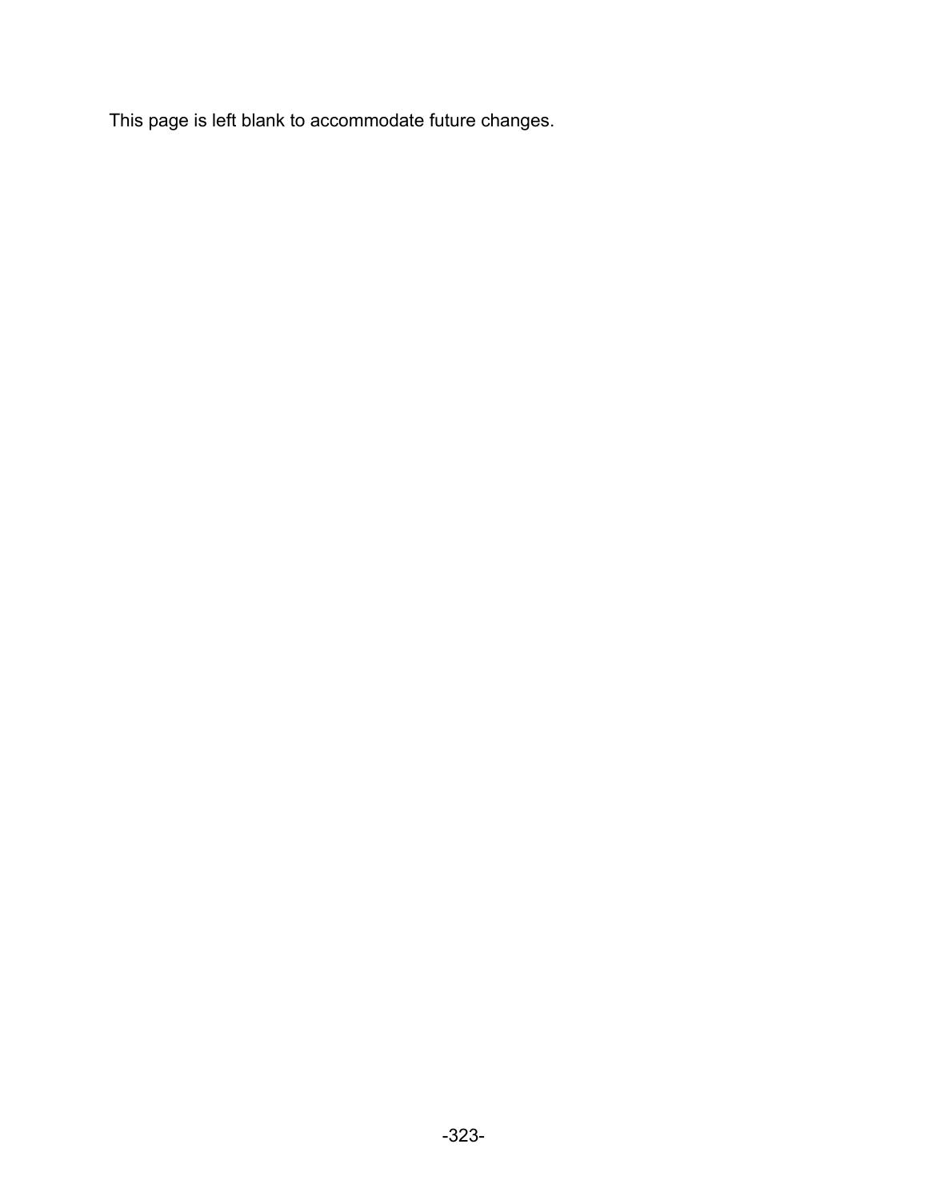This page is left blank to accommodate future changes.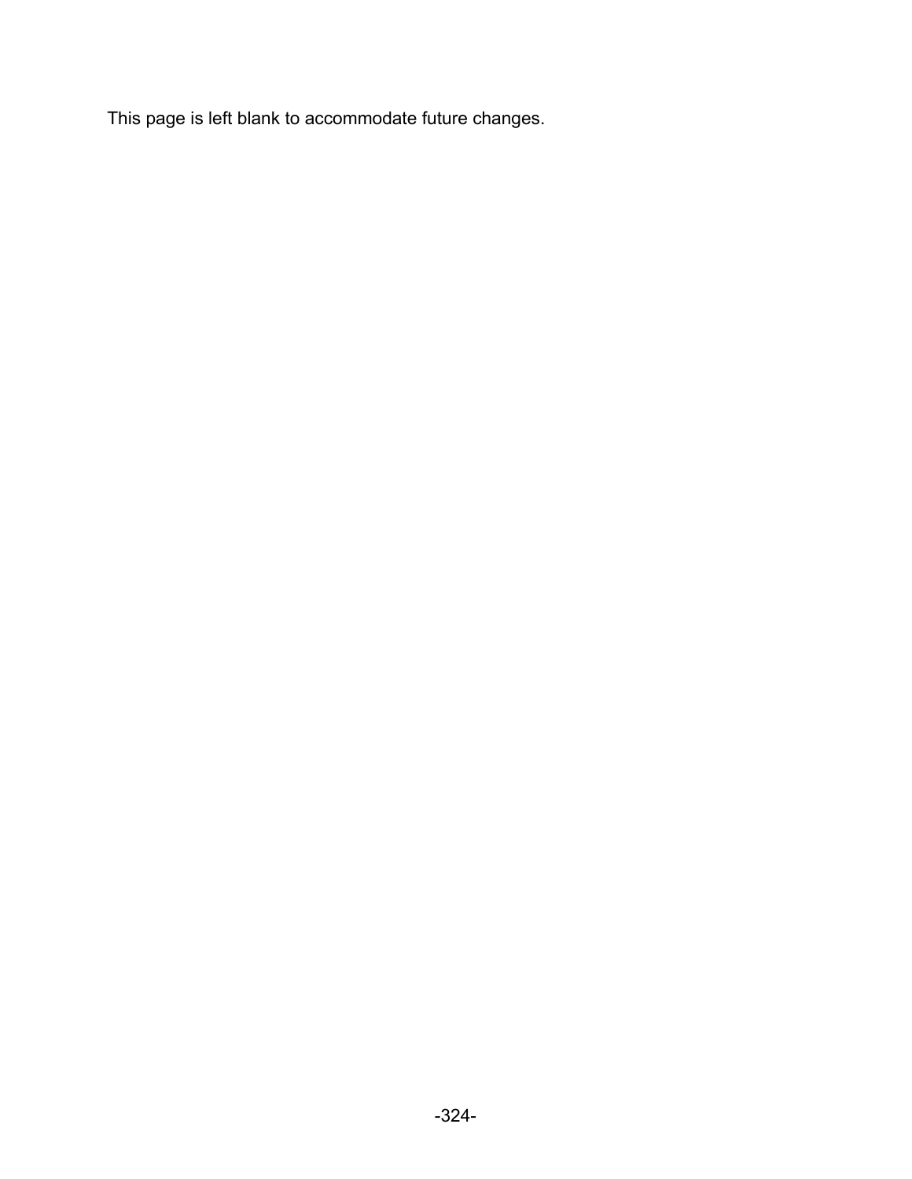This page is left blank to accommodate future changes.